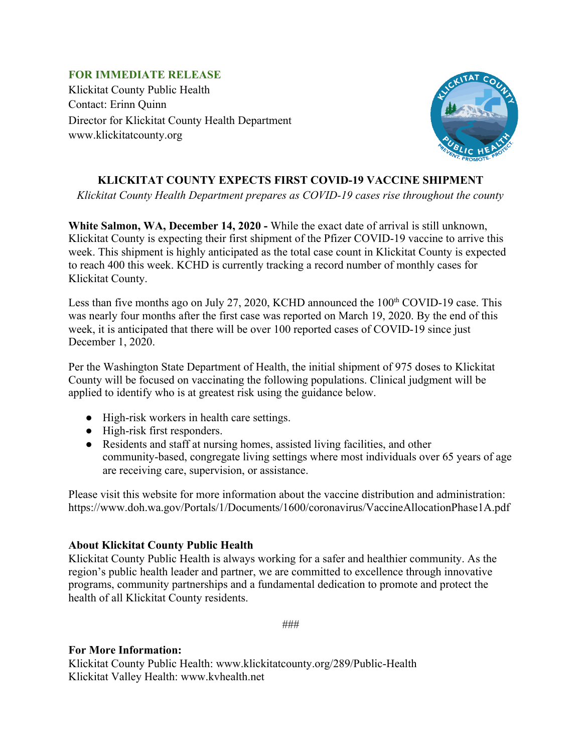**FOR IMMEDIATE RELEASE**

Klickitat County Public Health
Contact: Erinn Quinn
Director for Klickitat County Health Department
www.klickitatcounty.org

# KLICKITAT COUNTY EXPECTS FIRST COVID-19 VACCINE SHIPMENT

*Klickitat County Health Department prepares as COVID-19 cases rise throughout the county*

**White Salmon, WA, December 14, 2020 -** While the exact date of arrival is still unknown, Klickitat County is expecting their first shipment of the Pfizer COVID-19 vaccine to arrive this week. This shipment is highly anticipated as the total case count in Klickitat County is expected to reach 400 this week. KCHD is currently tracking a record number of monthly cases for Klickitat County.

Less than five months ago on July 27, 2020, KCHD announced the 100th COVID-19 case. This was nearly four months after the first case was reported on March 19, 2020. By the end of this week, it is anticipated that there will be over 100 reported cases of COVID-19 since just December 1, 2020.

Per the Washington State Department of Health, the initial shipment of 975 doses to Klickitat County will be focused on vaccinating the following populations. Clinical judgment will be applied to identify who is at greatest risk using the guidance below.

- High-risk workers in health care settings.
- High-risk first responders.
- Residents and staff at nursing homes, assisted living facilities, and other community-based, congregate living settings where most individuals over 65 years of age are receiving care, supervision, or assistance.

Please visit this website for more information about the vaccine distribution and administration:
https://www.doh.wa.gov/Portals/1/Documents/1600/coronavirus/VaccineAllocationPhase1A.pdf

**About Klickitat County Public Health**

Klickitat County Public Health is always working for a safer and healthier community. As the region's public health leader and partner, we are committed to excellence through innovative programs, community partnerships and a fundamental dedication to promote and protect the health of all Klickitat County residents.

###

**For More Information:**

Klickitat County Public Health: www.klickitatcounty.org/289/Public-Health
Klickitat Valley Health: www.kvhealth.net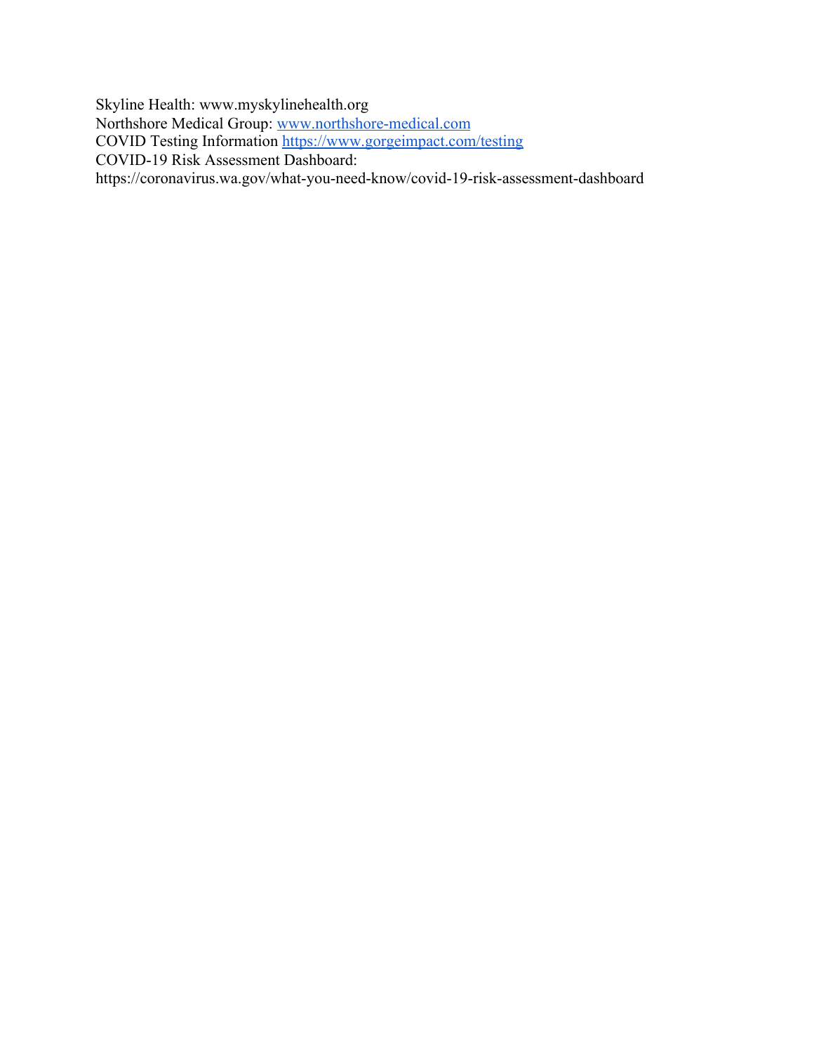Skyline Health: www.myskylinehealth.org
Northshore Medical Group: [www.northshore-medical.com](http://www.northshore-medical.com)
COVID Testing Information [https://www.gorgeimpact.com/testing](https://www.gorgeimpact.com/testing)
COVID-19 Risk Assessment Dashboard:
https://coronavirus.wa.gov/what-you-need-know/covid-19-risk-assessment-dashboard